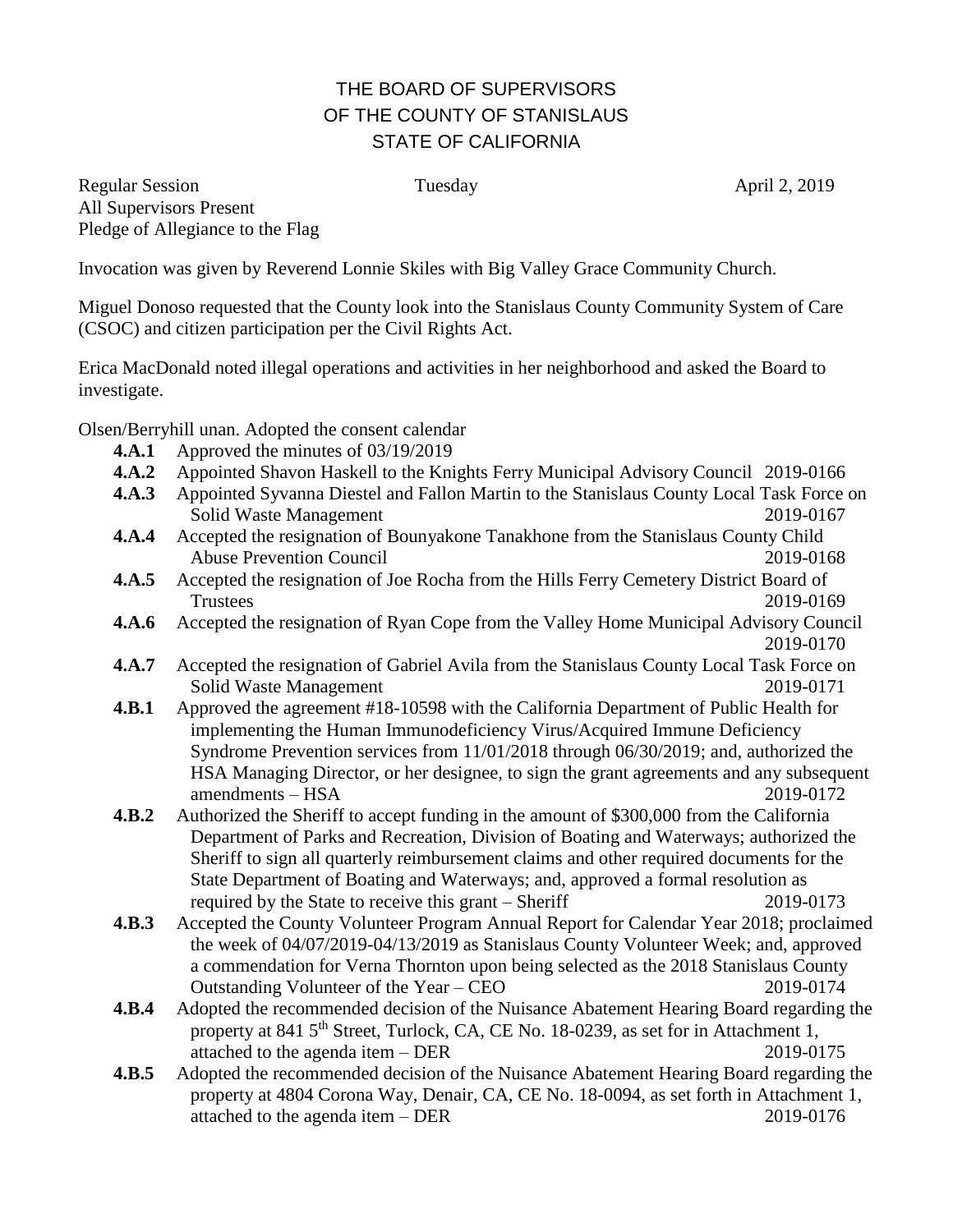# THE BOARD OF SUPERVISORS
# OF THE COUNTY OF STANISLAUS
# STATE OF CALIFORNIA

Regular Session Tuesday April 2, 2019
All Supervisors Present
Pledge of Allegiance to the Flag

Invocation was given by Reverend Lonnie Skiles with Big Valley Grace Community Church.

Miguel Donoso requested that the County look into the Stanislaus County Community System of Care (CSOC) and citizen participation per the Civil Rights Act.

Erica MacDonald noted illegal operations and activities in her neighborhood and asked the Board to investigate.

Olsen/Berryhill unan. Adopted the consent calendar

- **4.A.1** Approved the minutes of 03/19/2019
- **4.A.2** Appointed Shavon Haskell to the Knights Ferry Municipal Advisory Council 2019-0166
- **4.A.3** Appointed Syvanna Diestel and Fallon Martin to the Stanislaus County Local Task Force on Solid Waste Management 2019-0167
- **4.A.4** Accepted the resignation of Bounyakone Tanakhone from the Stanislaus County Child Abuse Prevention Council 2019-0168
- **4.A.5** Accepted the resignation of Joe Rocha from the Hills Ferry Cemetery District Board of Trustees 2019-0169
- **4.A.6** Accepted the resignation of Ryan Cope from the Valley Home Municipal Advisory Council 2019-0170
- **4.A.7** Accepted the resignation of Gabriel Avila from the Stanislaus County Local Task Force on Solid Waste Management 2019-0171
- **4.B.1** Approved the agreement #18-10598 with the California Department of Public Health for implementing the Human Immunodeficiency Virus/Acquired Immune Deficiency Syndrome Prevention services from 11/01/2018 through 06/30/2019; and, authorized the HSA Managing Director, or her designee, to sign the grant agreements and any subsequent amendments – HSA 2019-0172
- **4.B.2** Authorized the Sheriff to accept funding in the amount of $300,000 from the California Department of Parks and Recreation, Division of Boating and Waterways; authorized the Sheriff to sign all quarterly reimbursement claims and other required documents for the State Department of Boating and Waterways; and, approved a formal resolution as required by the State to receive this grant – Sheriff 2019-0173
- **4.B.3** Accepted the County Volunteer Program Annual Report for Calendar Year 2018; proclaimed the week of 04/07/2019-04/13/2019 as Stanislaus County Volunteer Week; and, approved a commendation for Verna Thornton upon being selected as the 2018 Stanislaus County Outstanding Volunteer of the Year – CEO 2019-0174
- **4.B.4** Adopted the recommended decision of the Nuisance Abatement Hearing Board regarding the property at 841 5th Street, Turlock, CA, CE No. 18-0239, as set for in Attachment 1, attached to the agenda item – DER 2019-0175
- **4.B.5** Adopted the recommended decision of the Nuisance Abatement Hearing Board regarding the property at 4804 Corona Way, Denair, CA, CE No. 18-0094, as set forth in Attachment 1, attached to the agenda item – DER 2019-0176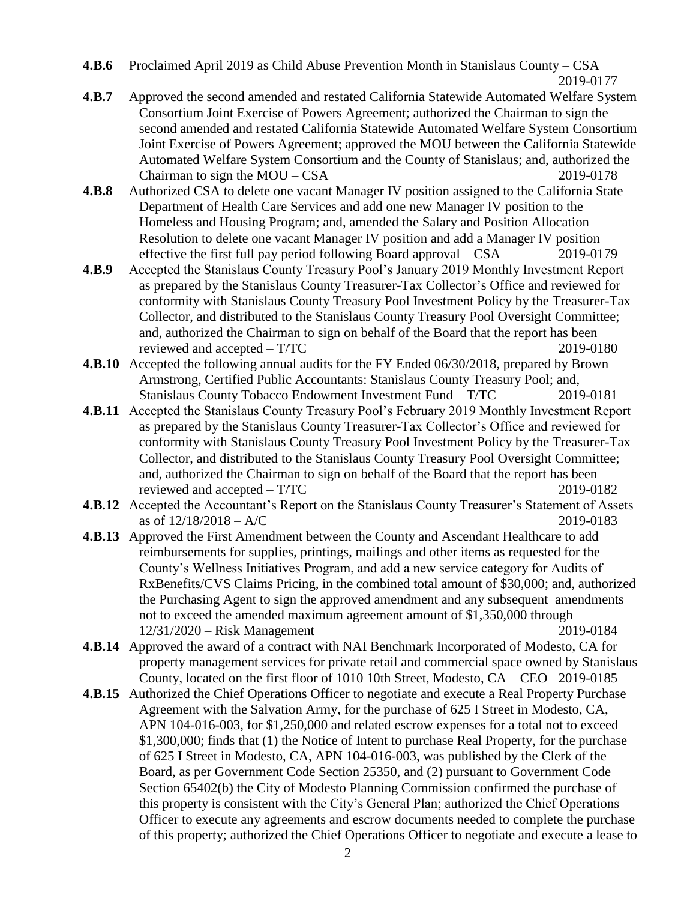**4.B.6** Proclaimed April 2019 as Child Abuse Prevention Month in Stanislaus County – CSA 2019-0177

**4.B.7** Approved the second amended and restated California Statewide Automated Welfare System Consortium Joint Exercise of Powers Agreement; authorized the Chairman to sign the second amended and restated California Statewide Automated Welfare System Consortium Joint Exercise of Powers Agreement; approved the MOU between the California Statewide Automated Welfare System Consortium and the County of Stanislaus; and, authorized the Chairman to sign the MOU – CSA 2019-0178

**4.B.8** Authorized CSA to delete one vacant Manager IV position assigned to the California State Department of Health Care Services and add one new Manager IV position to the Homeless and Housing Program; and, amended the Salary and Position Allocation Resolution to delete one vacant Manager IV position and add a Manager IV position effective the first full pay period following Board approval – CSA 2019-0179

**4.B.9** Accepted the Stanislaus County Treasury Pool's January 2019 Monthly Investment Report as prepared by the Stanislaus County Treasurer-Tax Collector's Office and reviewed for conformity with Stanislaus County Treasury Pool Investment Policy by the Treasurer-Tax Collector, and distributed to the Stanislaus County Treasury Pool Oversight Committee; and, authorized the Chairman to sign on behalf of the Board that the report has been reviewed and accepted – T/TC 2019-0180

**4.B.10** Accepted the following annual audits for the FY Ended 06/30/2018, prepared by Brown Armstrong, Certified Public Accountants: Stanislaus County Treasury Pool; and, Stanislaus County Tobacco Endowment Investment Fund – T/TC 2019-0181

**4.B.11** Accepted the Stanislaus County Treasury Pool's February 2019 Monthly Investment Report as prepared by the Stanislaus County Treasurer-Tax Collector's Office and reviewed for conformity with Stanislaus County Treasury Pool Investment Policy by the Treasurer-Tax Collector, and distributed to the Stanislaus County Treasury Pool Oversight Committee; and, authorized the Chairman to sign on behalf of the Board that the report has been reviewed and accepted – T/TC 2019-0182

**4.B.12** Accepted the Accountant's Report on the Stanislaus County Treasurer's Statement of Assets as of 12/18/2018 – A/C 2019-0183

**4.B.13** Approved the First Amendment between the County and Ascendant Healthcare to add reimbursements for supplies, printings, mailings and other items as requested for the County's Wellness Initiatives Program, and add a new service category for Audits of RxBenefits/CVS Claims Pricing, in the combined total amount of $30,000; and, authorized the Purchasing Agent to sign the approved amendment and any subsequent amendments not to exceed the amended maximum agreement amount of $1,350,000 through 12/31/2020 – Risk Management 2019-0184

**4.B.14** Approved the award of a contract with NAI Benchmark Incorporated of Modesto, CA for property management services for private retail and commercial space owned by Stanislaus County, located on the first floor of 1010 10th Street, Modesto, CA – CEO 2019-0185

**4.B.15** Authorized the Chief Operations Officer to negotiate and execute a Real Property Purchase Agreement with the Salvation Army, for the purchase of 625 I Street in Modesto, CA, APN 104-016-003, for $1,250,000 and related escrow expenses for a total not to exceed $1,300,000; finds that (1) the Notice of Intent to purchase Real Property, for the purchase of 625 I Street in Modesto, CA, APN 104-016-003, was published by the Clerk of the Board, as per Government Code Section 25350, and (2) pursuant to Government Code Section 65402(b) the City of Modesto Planning Commission confirmed the purchase of this property is consistent with the City's General Plan; authorized the Chief Operations Officer to execute any agreements and escrow documents needed to complete the purchase of this property; authorized the Chief Operations Officer to negotiate and execute a lease to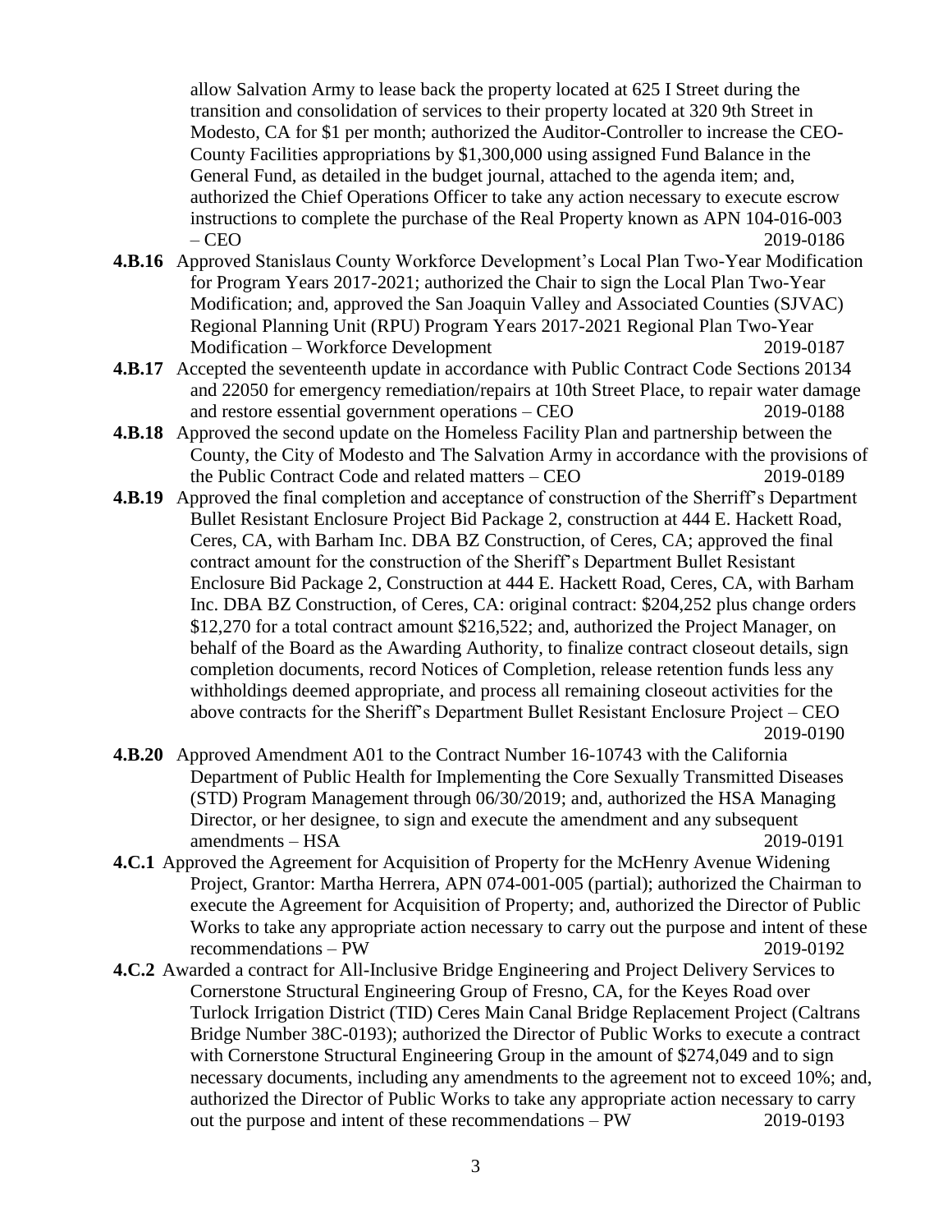allow Salvation Army to lease back the property located at 625 I Street during the transition and consolidation of services to their property located at 320 9th Street in Modesto, CA for $1 per month; authorized the Auditor-Controller to increase the CEO-County Facilities appropriations by $1,300,000 using assigned Fund Balance in the General Fund, as detailed in the budget journal, attached to the agenda item; and, authorized the Chief Operations Officer to take any action necessary to execute escrow instructions to complete the purchase of the Real Property known as APN 104-016-003 – CEO 2019-0186

**4.B.16** Approved Stanislaus County Workforce Development's Local Plan Two-Year Modification for Program Years 2017-2021; authorized the Chair to sign the Local Plan Two-Year Modification; and, approved the San Joaquin Valley and Associated Counties (SJVAC) Regional Planning Unit (RPU) Program Years 2017-2021 Regional Plan Two-Year Modification – Workforce Development 2019-0187

**4.B.17** Accepted the seventeenth update in accordance with Public Contract Code Sections 20134 and 22050 for emergency remediation/repairs at 10th Street Place, to repair water damage and restore essential government operations – CEO 2019-0188

**4.B.18** Approved the second update on the Homeless Facility Plan and partnership between the County, the City of Modesto and The Salvation Army in accordance with the provisions of the Public Contract Code and related matters – CEO 2019-0189

**4.B.19** Approved the final completion and acceptance of construction of the Sherriff's Department Bullet Resistant Enclosure Project Bid Package 2, construction at 444 E. Hackett Road, Ceres, CA, with Barham Inc. DBA BZ Construction, of Ceres, CA; approved the final contract amount for the construction of the Sheriff's Department Bullet Resistant Enclosure Bid Package 2, Construction at 444 E. Hackett Road, Ceres, CA, with Barham Inc. DBA BZ Construction, of Ceres, CA: original contract: $204,252 plus change orders $12,270 for a total contract amount $216,522; and, authorized the Project Manager, on behalf of the Board as the Awarding Authority, to finalize contract closeout details, sign completion documents, record Notices of Completion, release retention funds less any withholdings deemed appropriate, and process all remaining closeout activities for the above contracts for the Sheriff's Department Bullet Resistant Enclosure Project – CEO 2019-0190

**4.B.20** Approved Amendment A01 to the Contract Number 16-10743 with the California Department of Public Health for Implementing the Core Sexually Transmitted Diseases (STD) Program Management through 06/30/2019; and, authorized the HSA Managing Director, or her designee, to sign and execute the amendment and any subsequent amendments – HSA 2019-0191

**4.C.1** Approved the Agreement for Acquisition of Property for the McHenry Avenue Widening Project, Grantor: Martha Herrera, APN 074-001-005 (partial); authorized the Chairman to execute the Agreement for Acquisition of Property; and, authorized the Director of Public Works to take any appropriate action necessary to carry out the purpose and intent of these recommendations – PW 2019-0192

**4.C.2** Awarded a contract for All-Inclusive Bridge Engineering and Project Delivery Services to Cornerstone Structural Engineering Group of Fresno, CA, for the Keyes Road over Turlock Irrigation District (TID) Ceres Main Canal Bridge Replacement Project (Caltrans Bridge Number 38C-0193); authorized the Director of Public Works to execute a contract with Cornerstone Structural Engineering Group in the amount of $274,049 and to sign necessary documents, including any amendments to the agreement not to exceed 10%; and, authorized the Director of Public Works to take any appropriate action necessary to carry out the purpose and intent of these recommendations – PW 2019-0193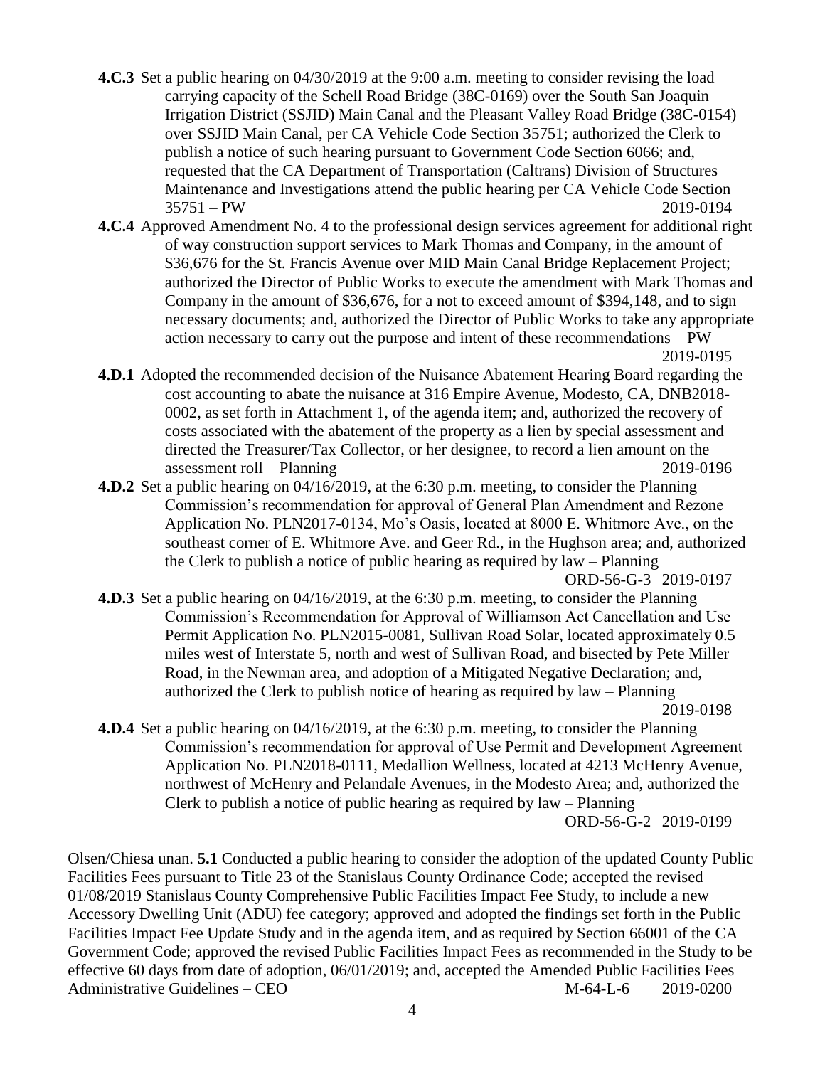**4.C.3** Set a public hearing on 04/30/2019 at the 9:00 a.m. meeting to consider revising the load carrying capacity of the Schell Road Bridge (38C-0169) over the South San Joaquin Irrigation District (SSJID) Main Canal and the Pleasant Valley Road Bridge (38C-0154) over SSJID Main Canal, per CA Vehicle Code Section 35751; authorized the Clerk to publish a notice of such hearing pursuant to Government Code Section 6066; and, requested that the CA Department of Transportation (Caltrans) Division of Structures Maintenance and Investigations attend the public hearing per CA Vehicle Code Section 35751 – PW 2019-0194

**4.C.4** Approved Amendment No. 4 to the professional design services agreement for additional right of way construction support services to Mark Thomas and Company, in the amount of $36,676 for the St. Francis Avenue over MID Main Canal Bridge Replacement Project; authorized the Director of Public Works to execute the amendment with Mark Thomas and Company in the amount of $36,676, for a not to exceed amount of $394,148, and to sign necessary documents; and, authorized the Director of Public Works to take any appropriate action necessary to carry out the purpose and intent of these recommendations – PW 2019-0195

**4.D.1** Adopted the recommended decision of the Nuisance Abatement Hearing Board regarding the cost accounting to abate the nuisance at 316 Empire Avenue, Modesto, CA, DNB2018-0002, as set forth in Attachment 1, of the agenda item; and, authorized the recovery of costs associated with the abatement of the property as a lien by special assessment and directed the Treasurer/Tax Collector, or her designee, to record a lien amount on the assessment roll – Planning 2019-0196

**4.D.2** Set a public hearing on 04/16/2019, at the 6:30 p.m. meeting, to consider the Planning Commission's recommendation for approval of General Plan Amendment and Rezone Application No. PLN2017-0134, Mo's Oasis, located at 8000 E. Whitmore Ave., on the southeast corner of E. Whitmore Ave. and Geer Rd., in the Hughson area; and, authorized the Clerk to publish a notice of public hearing as required by law – Planning ORD-56-G-3 2019-0197

**4.D.3** Set a public hearing on 04/16/2019, at the 6:30 p.m. meeting, to consider the Planning Commission's Recommendation for Approval of Williamson Act Cancellation and Use Permit Application No. PLN2015-0081, Sullivan Road Solar, located approximately 0.5 miles west of Interstate 5, north and west of Sullivan Road, and bisected by Pete Miller Road, in the Newman area, and adoption of a Mitigated Negative Declaration; and, authorized the Clerk to publish notice of hearing as required by law – Planning 2019-0198

**4.D.4** Set a public hearing on 04/16/2019, at the 6:30 p.m. meeting, to consider the Planning Commission's recommendation for approval of Use Permit and Development Agreement Application No. PLN2018-0111, Medallion Wellness, located at 4213 McHenry Avenue, northwest of McHenry and Pelandale Avenues, in the Modesto Area; and, authorized the Clerk to publish a notice of public hearing as required by law – Planning ORD-56-G-2 2019-0199

Olsen/Chiesa unan. **5.1** Conducted a public hearing to consider the adoption of the updated County Public Facilities Fees pursuant to Title 23 of the Stanislaus County Ordinance Code; accepted the revised 01/08/2019 Stanislaus County Comprehensive Public Facilities Impact Fee Study, to include a new Accessory Dwelling Unit (ADU) fee category; approved and adopted the findings set forth in the Public Facilities Impact Fee Update Study and in the agenda item, and as required by Section 66001 of the CA Government Code; approved the revised Public Facilities Impact Fees as recommended in the Study to be effective 60 days from date of adoption, 06/01/2019; and, accepted the Amended Public Facilities Fees Administrative Guidelines – CEO M-64-L-6 2019-0200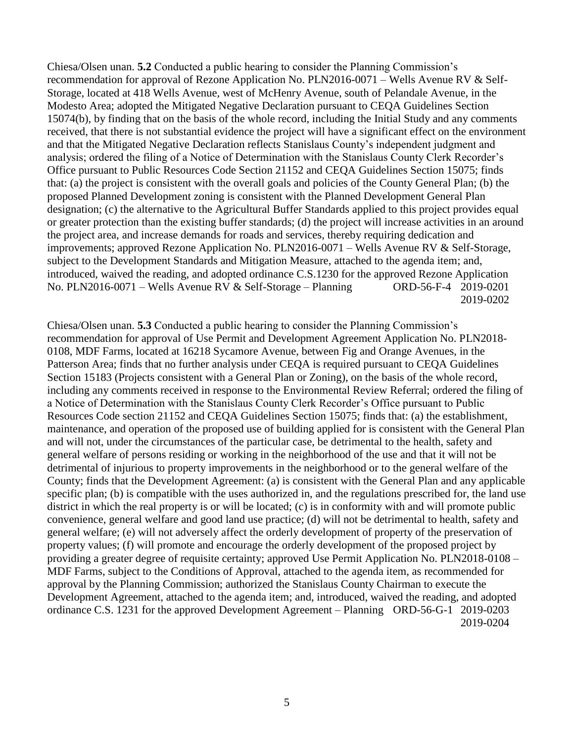Chiesa/Olsen unan. **5.2** Conducted a public hearing to consider the Planning Commission's recommendation for approval of Rezone Application No. PLN2016-0071 – Wells Avenue RV & Self-Storage, located at 418 Wells Avenue, west of McHenry Avenue, south of Pelandale Avenue, in the Modesto Area; adopted the Mitigated Negative Declaration pursuant to CEQA Guidelines Section 15074(b), by finding that on the basis of the whole record, including the Initial Study and any comments received, that there is not substantial evidence the project will have a significant effect on the environment and that the Mitigated Negative Declaration reflects Stanislaus County's independent judgment and analysis; ordered the filing of a Notice of Determination with the Stanislaus County Clerk Recorder's Office pursuant to Public Resources Code Section 21152 and CEQA Guidelines Section 15075; finds that: (a) the project is consistent with the overall goals and policies of the County General Plan; (b) the proposed Planned Development zoning is consistent with the Planned Development General Plan designation; (c) the alternative to the Agricultural Buffer Standards applied to this project provides equal or greater protection than the existing buffer standards; (d) the project will increase activities in an around the project area, and increase demands for roads and services, thereby requiring dedication and improvements; approved Rezone Application No. PLN2016-0071 – Wells Avenue RV & Self-Storage, subject to the Development Standards and Mitigation Measure, attached to the agenda item; and, introduced, waived the reading, and adopted ordinance C.S.1230 for the approved Rezone Application No. PLN2016-0071 – Wells Avenue RV & Self-Storage – Planning ORD-56-F-4 2019-0201 2019-0202

Chiesa/Olsen unan. **5.3** Conducted a public hearing to consider the Planning Commission's recommendation for approval of Use Permit and Development Agreement Application No. PLN2018-0108, MDF Farms, located at 16218 Sycamore Avenue, between Fig and Orange Avenues, in the Patterson Area; finds that no further analysis under CEQA is required pursuant to CEQA Guidelines Section 15183 (Projects consistent with a General Plan or Zoning), on the basis of the whole record, including any comments received in response to the Environmental Review Referral; ordered the filing of a Notice of Determination with the Stanislaus County Clerk Recorder's Office pursuant to Public Resources Code section 21152 and CEQA Guidelines Section 15075; finds that: (a) the establishment, maintenance, and operation of the proposed use of building applied for is consistent with the General Plan and will not, under the circumstances of the particular case, be detrimental to the health, safety and general welfare of persons residing or working in the neighborhood of the use and that it will not be detrimental of injurious to property improvements in the neighborhood or to the general welfare of the County; finds that the Development Agreement: (a) is consistent with the General Plan and any applicable specific plan; (b) is compatible with the uses authorized in, and the regulations prescribed for, the land use district in which the real property is or will be located; (c) is in conformity with and will promote public convenience, general welfare and good land use practice; (d) will not be detrimental to health, safety and general welfare; (e) will not adversely affect the orderly development of property of the preservation of property values; (f) will promote and encourage the orderly development of the proposed project by providing a greater degree of requisite certainty; approved Use Permit Application No. PLN2018-0108 – MDF Farms, subject to the Conditions of Approval, attached to the agenda item, as recommended for approval by the Planning Commission; authorized the Stanislaus County Chairman to execute the Development Agreement, attached to the agenda item; and, introduced, waived the reading, and adopted ordinance C.S. 1231 for the approved Development Agreement – Planning ORD-56-G-1 2019-0203 2019-0204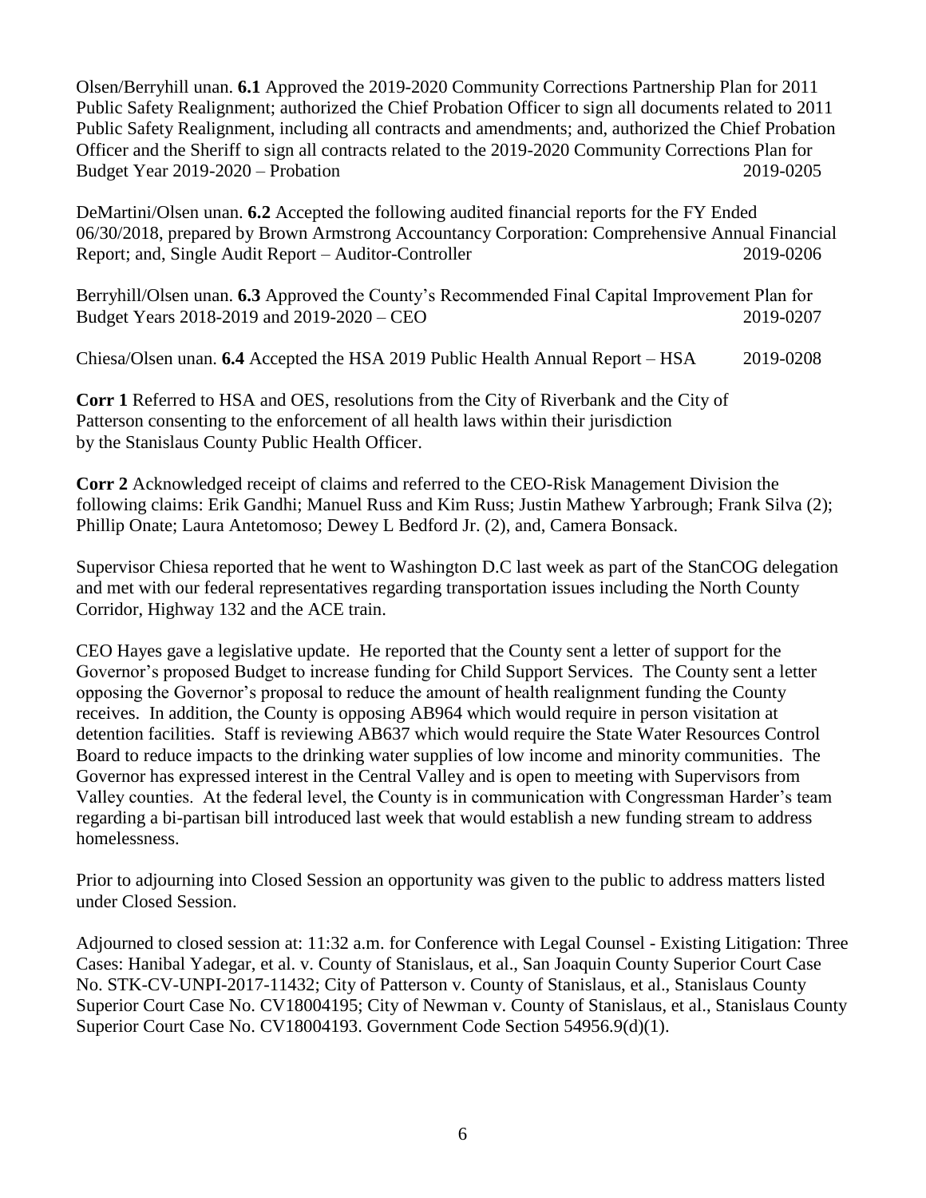Olsen/Berryhill unan. **6.1** Approved the 2019-2020 Community Corrections Partnership Plan for 2011 Public Safety Realignment; authorized the Chief Probation Officer to sign all documents related to 2011 Public Safety Realignment, including all contracts and amendments; and, authorized the Chief Probation Officer and the Sheriff to sign all contracts related to the 2019-2020 Community Corrections Plan for Budget Year 2019-2020 – Probation 2019-0205

DeMartini/Olsen unan. **6.2** Accepted the following audited financial reports for the FY Ended 06/30/2018, prepared by Brown Armstrong Accountancy Corporation: Comprehensive Annual Financial Report; and, Single Audit Report – Auditor-Controller 2019-0206

Berryhill/Olsen unan. **6.3** Approved the County's Recommended Final Capital Improvement Plan for Budget Years 2018-2019 and 2019-2020 – CEO 2019-0207

Chiesa/Olsen unan. **6.4** Accepted the HSA 2019 Public Health Annual Report – HSA 2019-0208

**Corr 1** Referred to HSA and OES, resolutions from the City of Riverbank and the City of Patterson consenting to the enforcement of all health laws within their jurisdiction by the Stanislaus County Public Health Officer.

**Corr 2** Acknowledged receipt of claims and referred to the CEO-Risk Management Division the following claims: Erik Gandhi; Manuel Russ and Kim Russ; Justin Mathew Yarbrough; Frank Silva (2); Phillip Onate; Laura Antetomoso; Dewey L Bedford Jr. (2), and, Camera Bonsack.

Supervisor Chiesa reported that he went to Washington D.C last week as part of the StanCOG delegation and met with our federal representatives regarding transportation issues including the North County Corridor, Highway 132 and the ACE train.

CEO Hayes gave a legislative update. He reported that the County sent a letter of support for the Governor's proposed Budget to increase funding for Child Support Services. The County sent a letter opposing the Governor's proposal to reduce the amount of health realignment funding the County receives. In addition, the County is opposing AB964 which would require in person visitation at detention facilities. Staff is reviewing AB637 which would require the State Water Resources Control Board to reduce impacts to the drinking water supplies of low income and minority communities. The Governor has expressed interest in the Central Valley and is open to meeting with Supervisors from Valley counties. At the federal level, the County is in communication with Congressman Harder's team regarding a bi-partisan bill introduced last week that would establish a new funding stream to address homelessness.

Prior to adjourning into Closed Session an opportunity was given to the public to address matters listed under Closed Session.

Adjourned to closed session at: 11:32 a.m. for Conference with Legal Counsel - Existing Litigation: Three Cases: Hanibal Yadegar, et al. v. County of Stanislaus, et al., San Joaquin County Superior Court Case No. STK-CV-UNPI-2017-11432; City of Patterson v. County of Stanislaus, et al., Stanislaus County Superior Court Case No. CV18004195; City of Newman v. County of Stanislaus, et al., Stanislaus County Superior Court Case No. CV18004193. Government Code Section 54956.9(d)(1).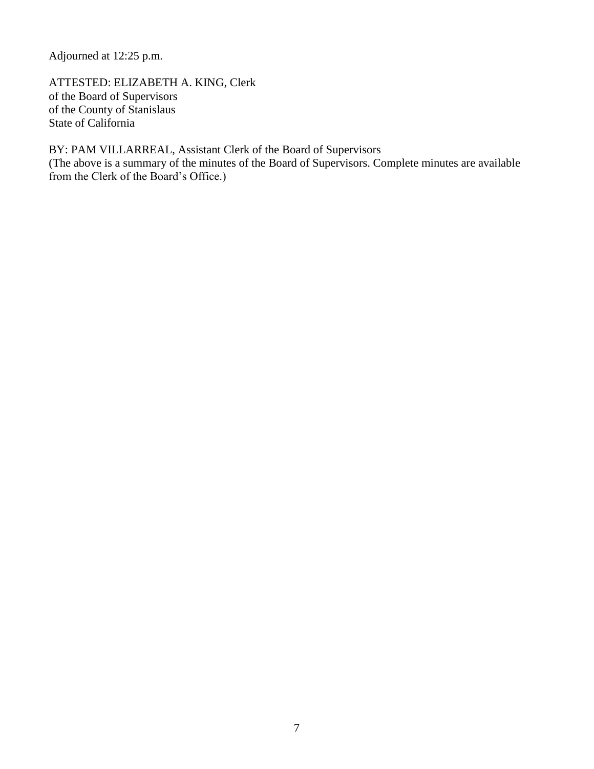Adjourned at 12:25 p.m.

ATTESTED: ELIZABETH A. KING, Clerk
of the Board of Supervisors
of the County of Stanislaus
State of California

BY: PAM VILLARREAL, Assistant Clerk of the Board of Supervisors
(The above is a summary of the minutes of the Board of Supervisors. Complete minutes are available from the Clerk of the Board's Office.)